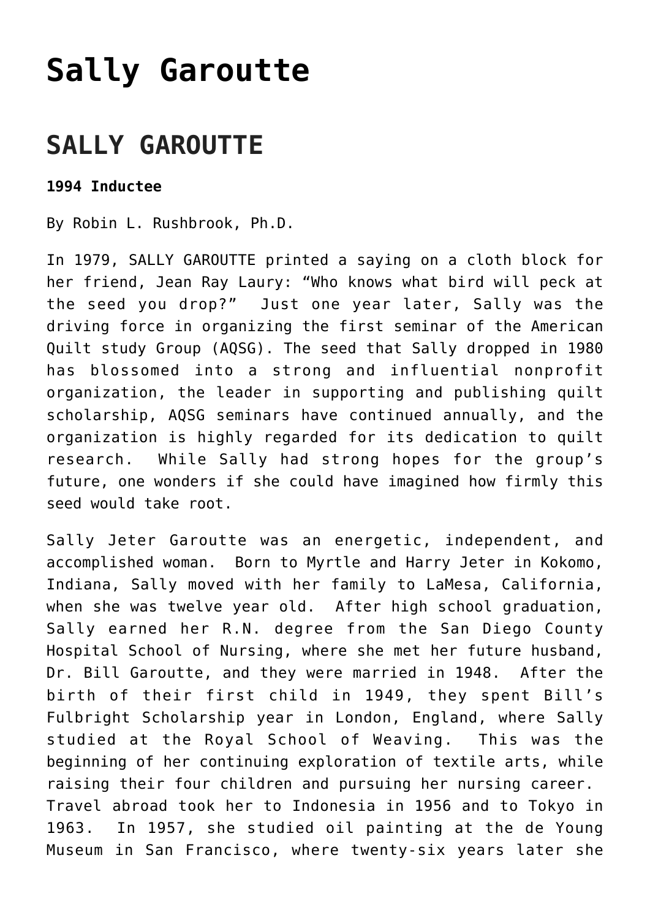# Sally Garoutte

## SALLY GAROUTTE

**1994 Inductee**

By Robin L. Rushbrook, Ph.D.

In 1979, SALLY GAROUTTE printed a saying on a cloth block for her friend, Jean Ray Laury: "Who knows what bird will peck at the seed you drop?" Just one year later, Sally was the driving force in organizing the first seminar of the American Quilt study Group (AQSG). The seed that Sally dropped in 1980 has blossomed into a strong and influential nonprofit organization, the leader in supporting and publishing quilt scholarship, AQSG seminars have continued annually, and the organization is highly regarded for its dedication to quilt research. While Sally had strong hopes for the group's future, one wonders if she could have imagined how firmly this seed would take root.

Sally Jeter Garoutte was an energetic, independent, and accomplished woman. Born to Myrtle and Harry Jeter in Kokomo, Indiana, Sally moved with her family to LaMesa, California, when she was twelve year old. After high school graduation, Sally earned her R.N. degree from the San Diego County Hospital School of Nursing, where she met her future husband, Dr. Bill Garoutte, and they were married in 1948. After the birth of their first child in 1949, they spent Bill's Fulbright Scholarship year in London, England, where Sally studied at the Royal School of Weaving. This was the beginning of her continuing exploration of textile arts, while raising their four children and pursuing her nursing career. Travel abroad took her to Indonesia in 1956 and to Tokyo in 1963. In 1957, she studied oil painting at the de Young Museum in San Francisco, where twenty-six years later she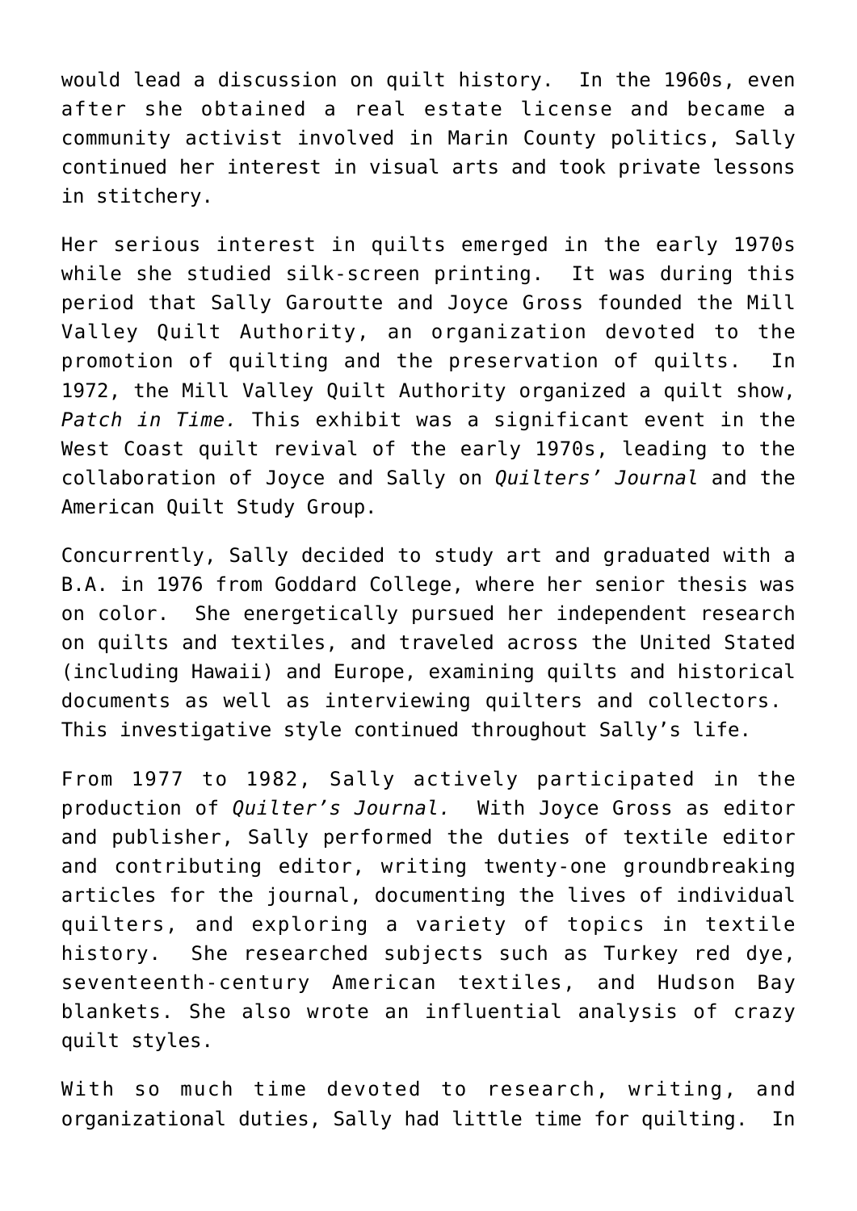would lead a discussion on quilt history. In the 1960s, even after she obtained a real estate license and became a community activist involved in Marin County politics, Sally continued her interest in visual arts and took private lessons in stitchery.

Her serious interest in quilts emerged in the early 1970s while she studied silk-screen printing. It was during this period that Sally Garoutte and Joyce Gross founded the Mill Valley Quilt Authority, an organization devoted to the promotion of quilting and the preservation of quilts. In 1972, the Mill Valley Quilt Authority organized a quilt show, *Patch in Time.* This exhibit was a significant event in the West Coast quilt revival of the early 1970s, leading to the collaboration of Joyce and Sally on *Quilters' Journal* and the American Quilt Study Group.

Concurrently, Sally decided to study art and graduated with a B.A. in 1976 from Goddard College, where her senior thesis was on color. She energetically pursued her independent research on quilts and textiles, and traveled across the United Stated (including Hawaii) and Europe, examining quilts and historical documents as well as interviewing quilters and collectors. This investigative style continued throughout Sally's life.

From 1977 to 1982, Sally actively participated in the production of *Quilter's Journal.* With Joyce Gross as editor and publisher, Sally performed the duties of textile editor and contributing editor, writing twenty-one groundbreaking articles for the journal, documenting the lives of individual quilters, and exploring a variety of topics in textile history. She researched subjects such as Turkey red dye, seventeenth-century American textiles, and Hudson Bay blankets. She also wrote an influential analysis of crazy quilt styles.

With so much time devoted to research, writing, and organizational duties, Sally had little time for quilting. In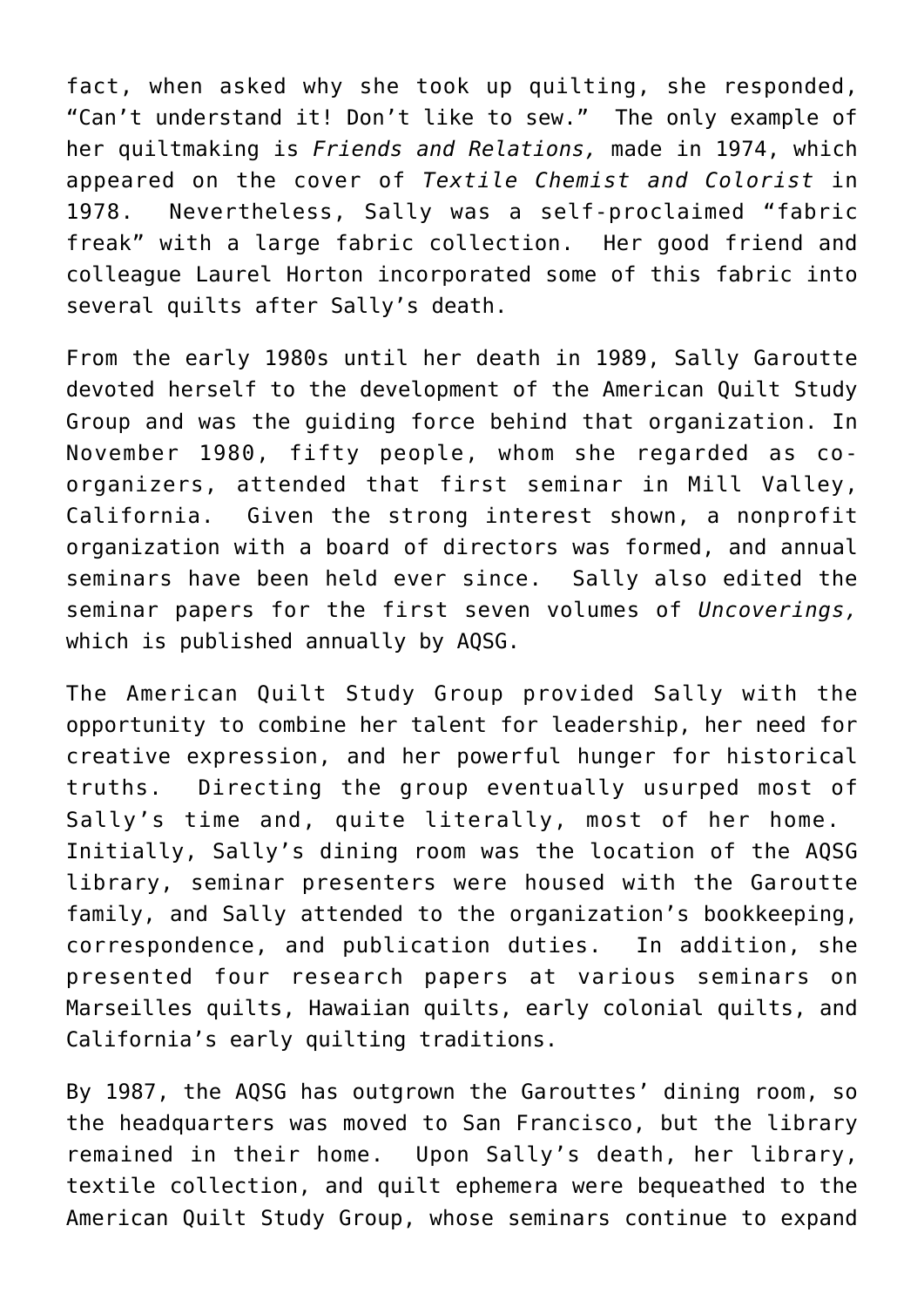fact, when asked why she took up quilting, she responded, "Can't understand it! Don't like to sew." The only example of her quiltmaking is *Friends and Relations,* made in 1974, which appeared on the cover of *Textile Chemist and Colorist* in 1978. Nevertheless, Sally was a self-proclaimed "fabric freak" with a large fabric collection. Her good friend and colleague Laurel Horton incorporated some of this fabric into several quilts after Sally's death.

From the early 1980s until her death in 1989, Sally Garoutte devoted herself to the development of the American Quilt Study Group and was the guiding force behind that organization. In November 1980, fifty people, whom she regarded as co-organizers, attended that first seminar in Mill Valley, California. Given the strong interest shown, a nonprofit organization with a board of directors was formed, and annual seminars have been held ever since. Sally also edited the seminar papers for the first seven volumes of *Uncoverings,* which is published annually by AQSG.

The American Quilt Study Group provided Sally with the opportunity to combine her talent for leadership, her need for creative expression, and her powerful hunger for historical truths. Directing the group eventually usurped most of Sally's time and, quite literally, most of her home. Initially, Sally's dining room was the location of the AQSG library, seminar presenters were housed with the Garoutte family, and Sally attended to the organization's bookkeeping, correspondence, and publication duties. In addition, she presented four research papers at various seminars on Marseilles quilts, Hawaiian quilts, early colonial quilts, and California's early quilting traditions.

By 1987, the AQSG has outgrown the Garouttes' dining room, so the headquarters was moved to San Francisco, but the library remained in their home. Upon Sally's death, her library, textile collection, and quilt ephemera were bequeathed to the American Quilt Study Group, whose seminars continue to expand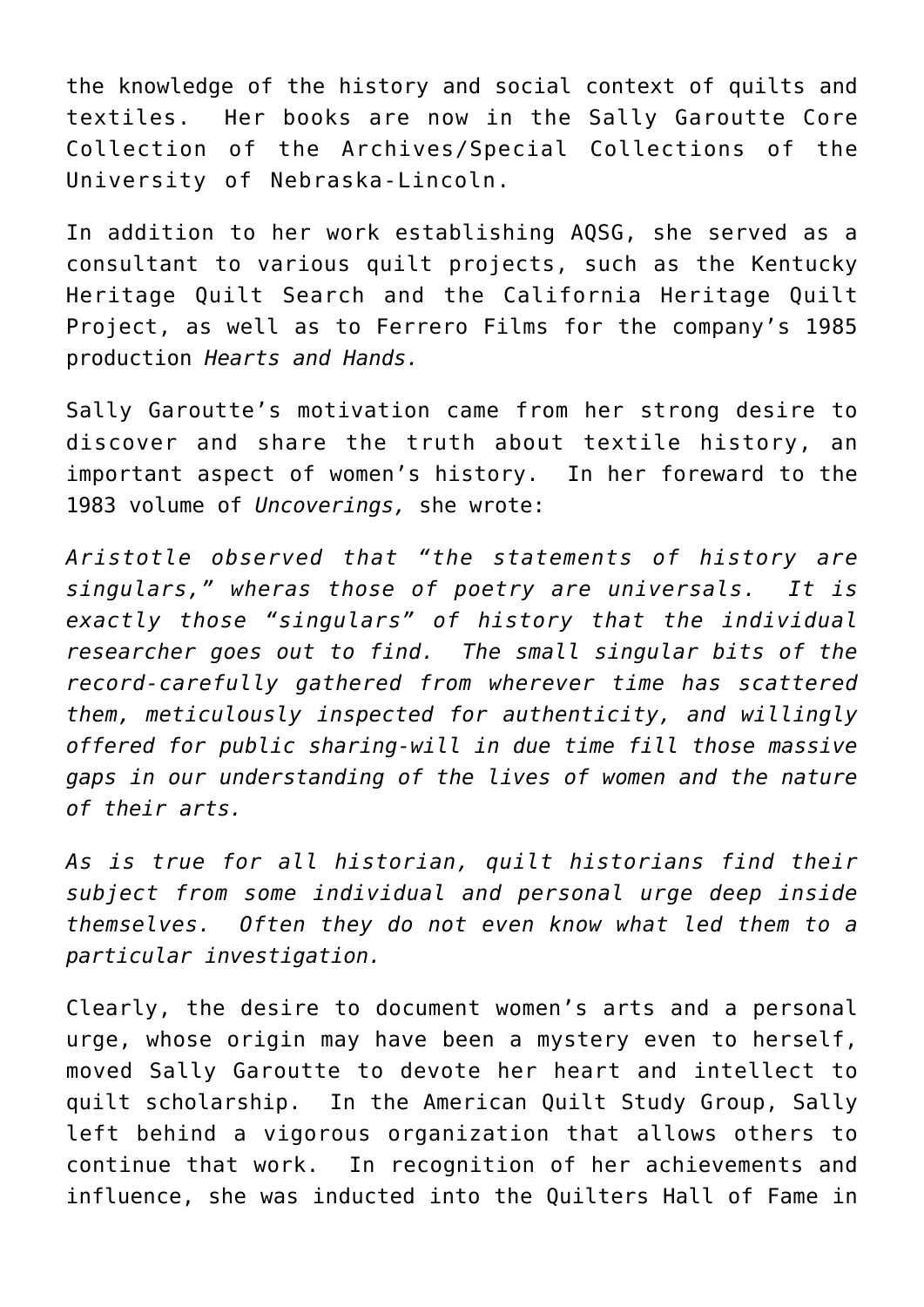the knowledge of the history and social context of quilts and textiles. Her books are now in the Sally Garoutte Core Collection of the Archives/Special Collections of the University of Nebraska-Lincoln.

In addition to her work establishing AQSG, she served as a consultant to various quilt projects, such as the Kentucky Heritage Quilt Search and the California Heritage Quilt Project, as well as to Ferrero Films for the company's 1985 production *Hearts and Hands.*

Sally Garoutte's motivation came from her strong desire to discover and share the truth about textile history, an important aspect of women's history. In her foreward to the 1983 volume of *Uncoverings,* she wrote:

*Aristotle observed that "the statements of history are singulars," wheras those of poetry are universals. It is exactly those "singulars" of history that the individual researcher goes out to find. The small singular bits of the record-carefully gathered from wherever time has scattered them, meticulously inspected for authenticity, and willingly offered for public sharing-will in due time fill those massive gaps in our understanding of the lives of women and the nature of their arts.*

*As is true for all historian, quilt historians find their subject from some individual and personal urge deep inside themselves. Often they do not even know what led them to a particular investigation.*

Clearly, the desire to document women's arts and a personal urge, whose origin may have been a mystery even to herself, moved Sally Garoutte to devote her heart and intellect to quilt scholarship. In the American Quilt Study Group, Sally left behind a vigorous organization that allows others to continue that work. In recognition of her achievements and influence, she was inducted into the Quilters Hall of Fame in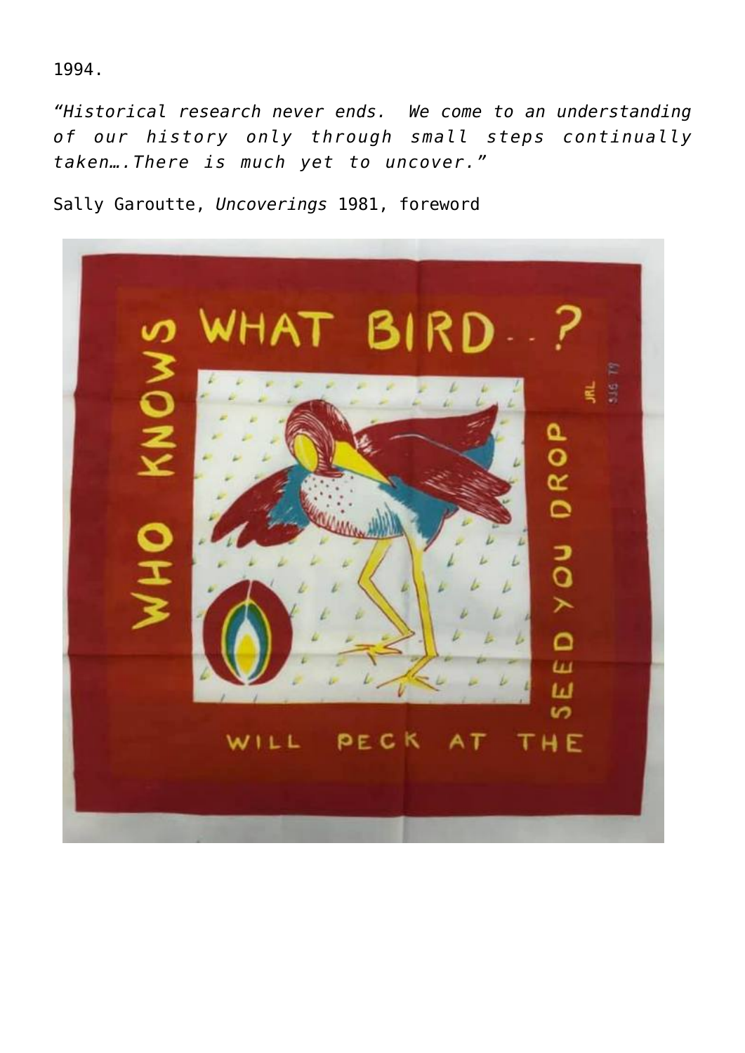1994.

*"Historical research never ends. We come to an understanding of our history only through small steps continually taken….There is much yet to uncover."*

Sally Garoutte, *Uncoverings* 1981, foreword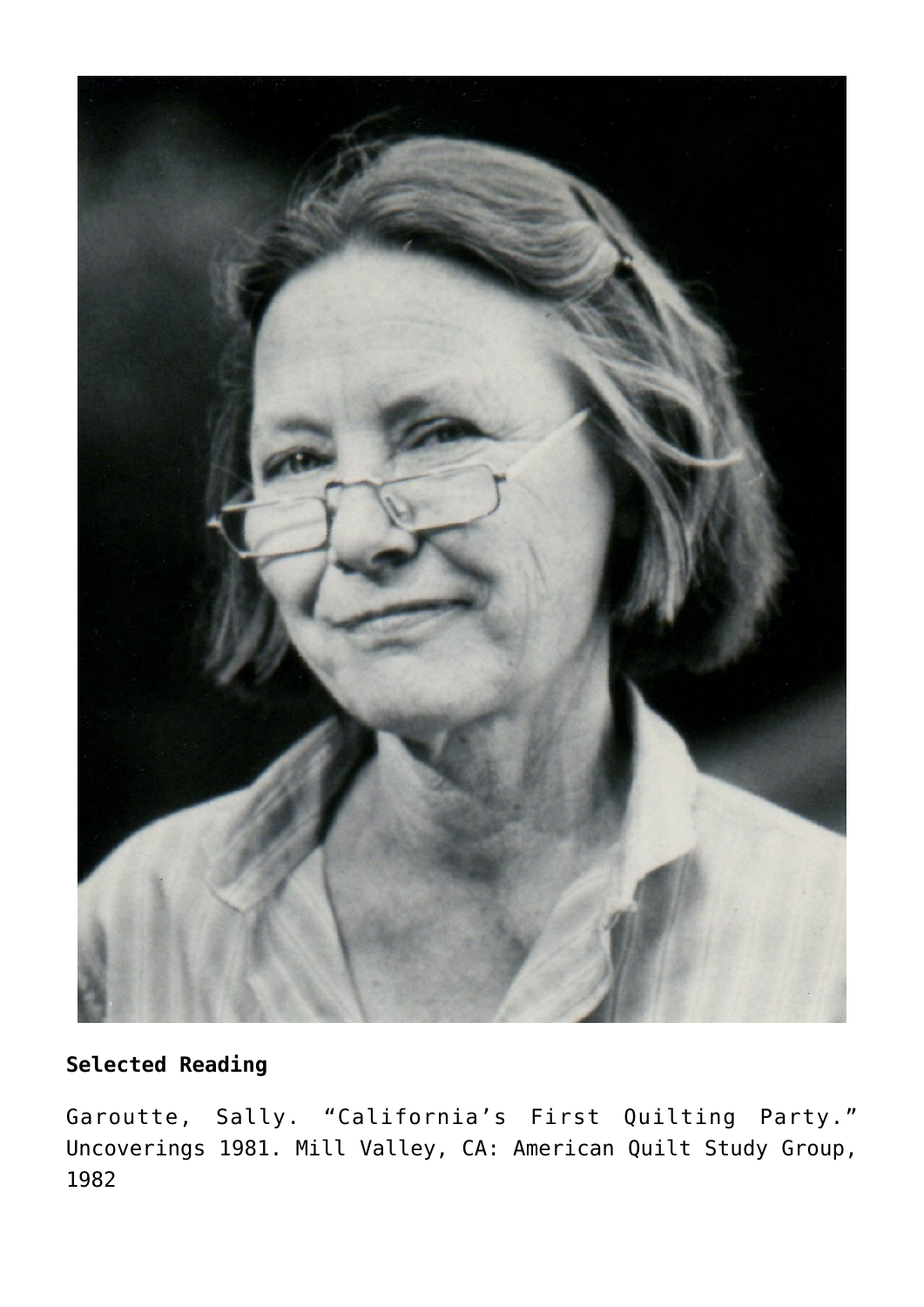**Selected Reading**

Garoutte, Sally. “California’s First Quilting Party.” Uncoverings 1981. Mill Valley, CA: American Quilt Study Group, 1982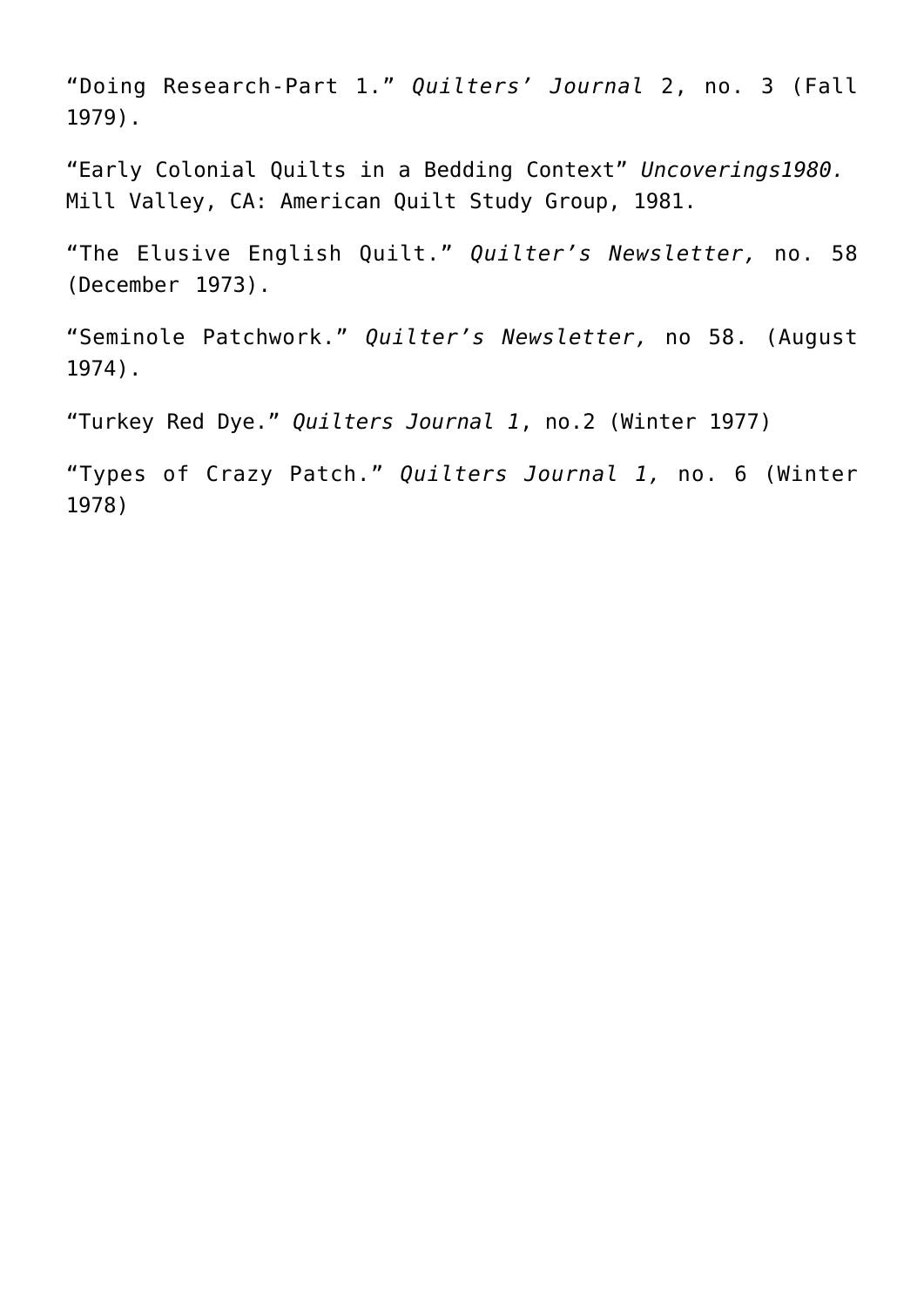“Doing Research-Part 1.” *Quilters’ Journal* 2, no. 3 (Fall 1979).

“Early Colonial Quilts in a Bedding Context” *Uncoverings1980.* Mill Valley, CA: American Quilt Study Group, 1981.

“The Elusive English Quilt.” *Quilter’s Newsletter,* no. 58 (December 1973).

“Seminole Patchwork.” *Quilter’s Newsletter,* no 58. (August 1974).

“Turkey Red Dye.” *Quilters Journal 1*, no.2 (Winter 1977)

“Types of Crazy Patch.” *Quilters Journal 1,* no. 6 (Winter 1978)